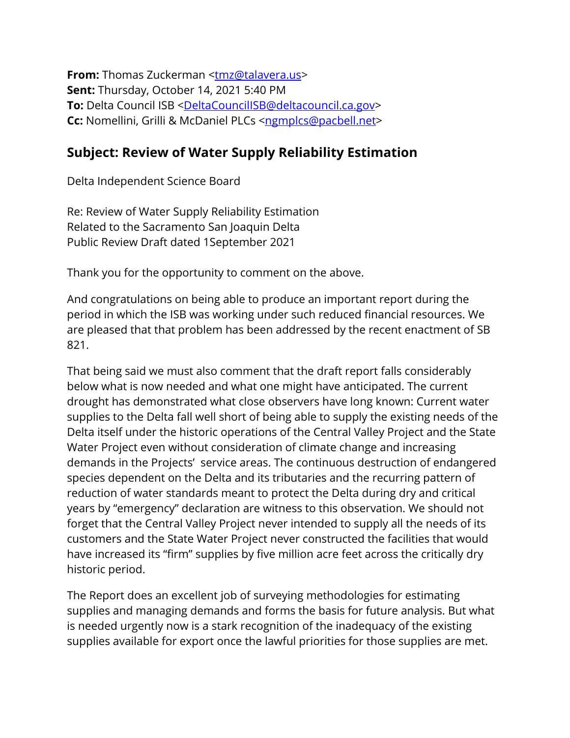**From:** Thomas Zuckerman <tmz@talavera.us>
**Sent:** Thursday, October 14, 2021 5:40 PM
**To:** Delta Council ISB <DeltaCouncilISB@deltacouncil.ca.gov>
**Cc:** Nomellini, Grilli & McDaniel PLCs <ngmplcs@pacbell.net>

## Subject: Review of Water Supply Reliability Estimation

Delta Independent Science Board

Re: Review of Water Supply Reliability Estimation
Related to the Sacramento San Joaquin Delta
Public Review Draft dated 1September 2021

Thank you for the opportunity to comment on the above.

And congratulations on being able to produce an important report during the period in which the ISB was working under such reduced financial resources. We are pleased that that problem has been addressed by the recent enactment of SB 821.

That being said we must also comment that the draft report falls considerably below what is now needed and what one might have anticipated. The current drought has demonstrated what close observers have long known: Current water supplies to the Delta fall well short of being able to supply the existing needs of the Delta itself under the historic operations of the Central Valley Project and the State Water Project even without consideration of climate change and increasing demands in the Projects' service areas. The continuous destruction of endangered species dependent on the Delta and its tributaries and the recurring pattern of reduction of water standards meant to protect the Delta during dry and critical years by "emergency" declaration are witness to this observation. We should not forget that the Central Valley Project never intended to supply all the needs of its customers and the State Water Project never constructed the facilities that would have increased its "firm" supplies by five million acre feet across the critically dry historic period.

The Report does an excellent job of surveying methodologies for estimating supplies and managing demands and forms the basis for future analysis. But what is needed urgently now is a stark recognition of the inadequacy of the existing supplies available for export once the lawful priorities for those supplies are met.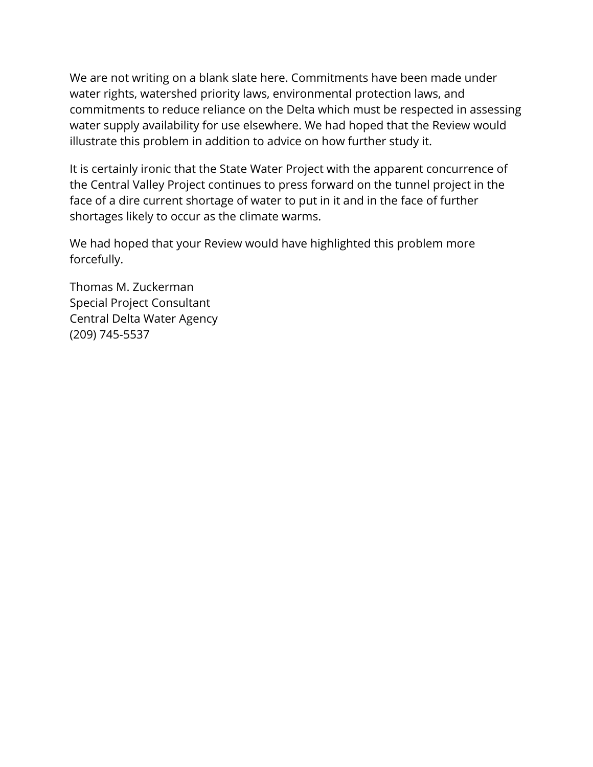We are not writing on a blank slate here. Commitments have been made under water rights, watershed priority laws, environmental protection laws, and commitments to reduce reliance on the Delta which must be respected in assessing water supply availability for use elsewhere. We had hoped that the Review would illustrate this problem in addition to advice on how further study it.

It is certainly ironic that the State Water Project with the apparent concurrence of the Central Valley Project continues to press forward on the tunnel project in the face of a dire current shortage of water to put in it and in the face of further shortages likely to occur as the climate warms.

We had hoped that your Review would have highlighted this problem more forcefully.

Thomas M. Zuckerman  
Special Project Consultant  
Central Delta Water Agency  
(209) 745-5537